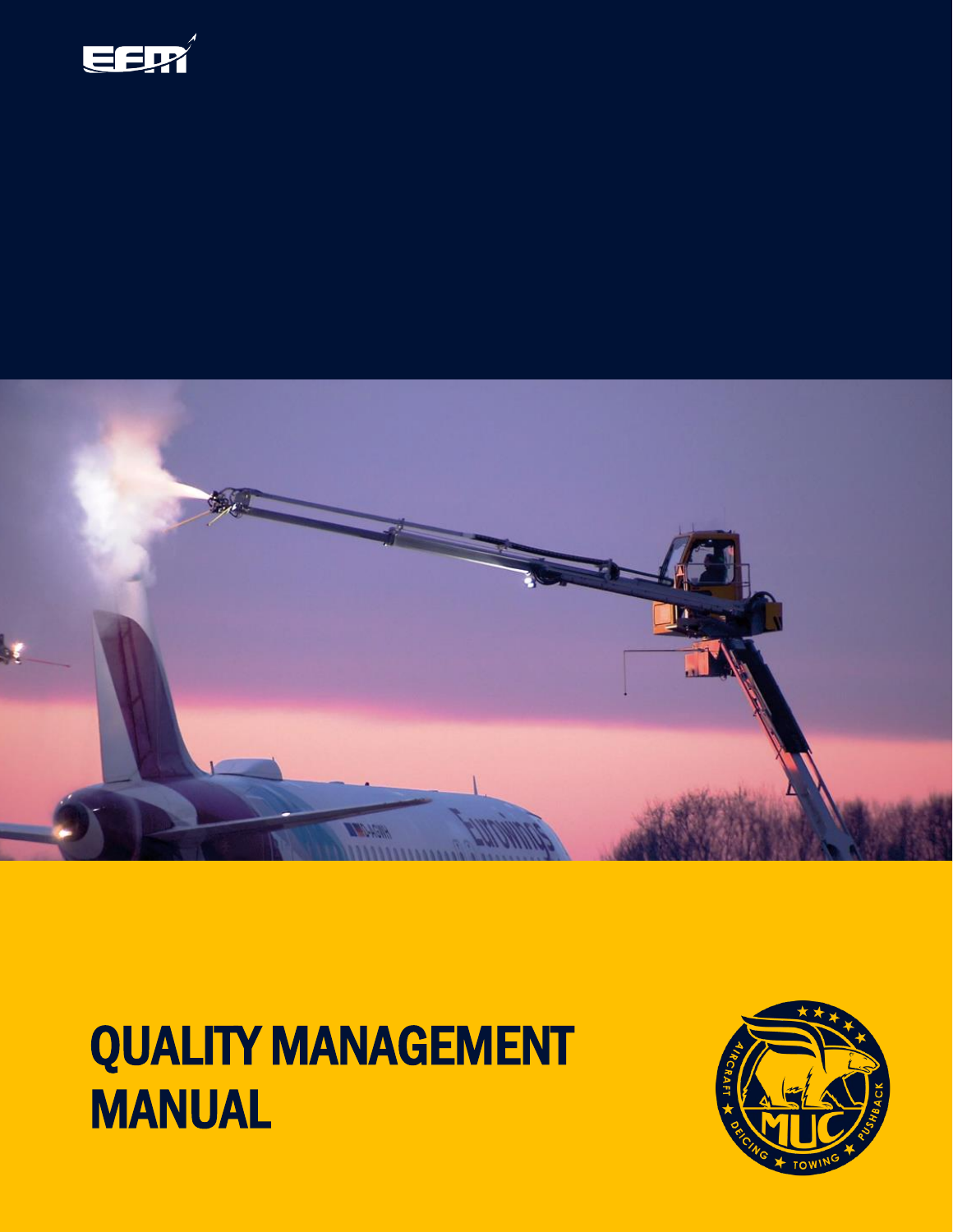# QUALITY MANAGEMENT MANUAL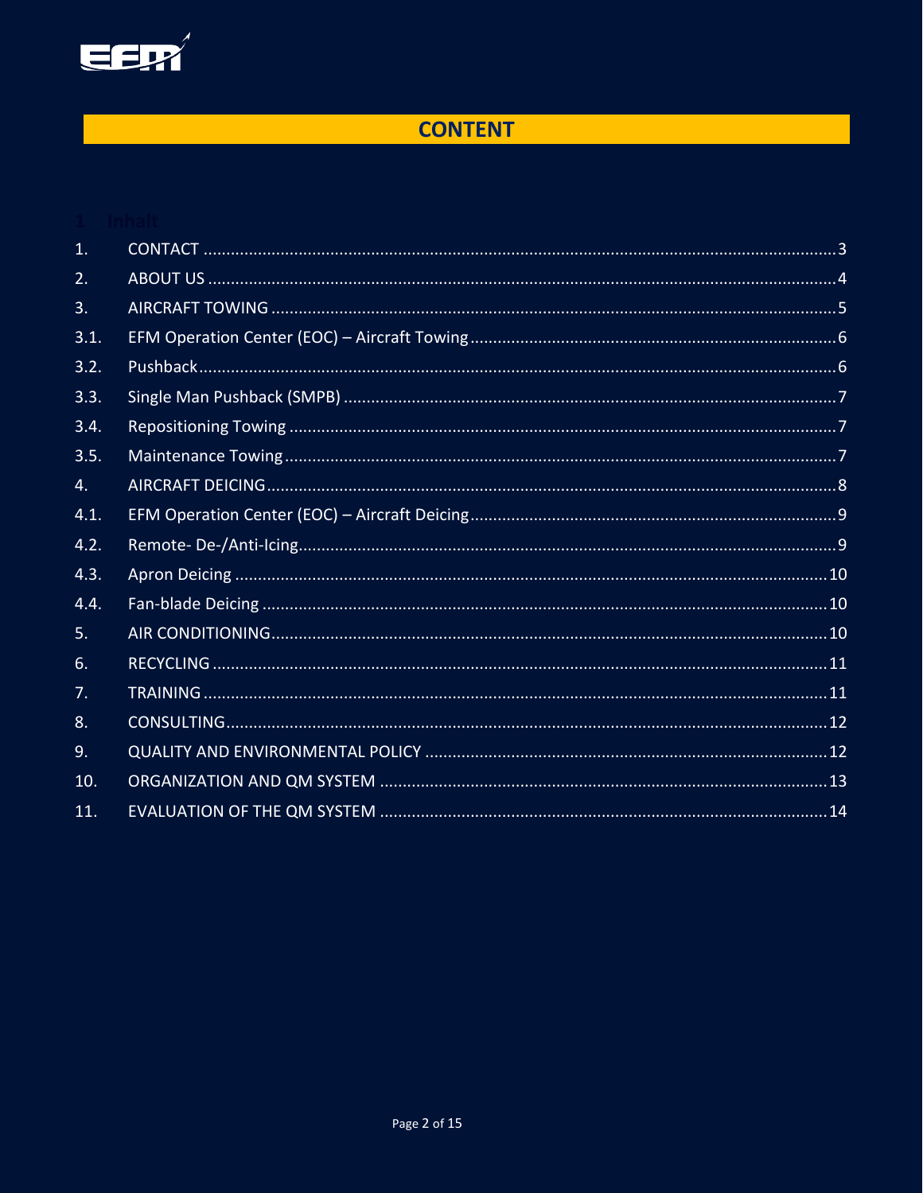# CONTENT

| | | |
|---|---|---|
| 1. | CONTACT | 3 |
| 2. | ABOUT US | 4 |
| 3. | AIRCRAFT TOWING | 5 |
| 3.1. | EFM Operation Center (EOC) – Aircraft Towing | 6 |
| 3.2. | Pushback | 6 |
| 3.3. | Single Man Pushback (SMPB) | 7 |
| 3.4. | Repositioning Towing | 7 |
| 3.5. | Maintenance Towing | 7 |
| 4. | AIRCRAFT DEICING | 8 |
| 4.1. | EFM Operation Center (EOC) – Aircraft Deicing | 9 |
| 4.2. | Remote- De-/Anti-Icing | 9 |
| 4.3. | Apron Deicing | 10 |
| 4.4. | Fan-blade Deicing | 10 |
| 5. | AIR CONDITIONING | 10 |
| 6. | RECYCLING | 11 |
| 7. | TRAINING | 11 |
| 8. | CONSULTING | 12 |
| 9. | QUALITY AND ENVIRONMENTAL POLICY | 12 |
| 10. | ORGANIZATION AND QM SYSTEM | 13 |
| 11. | EVALUATION OF THE QM SYSTEM | 14 |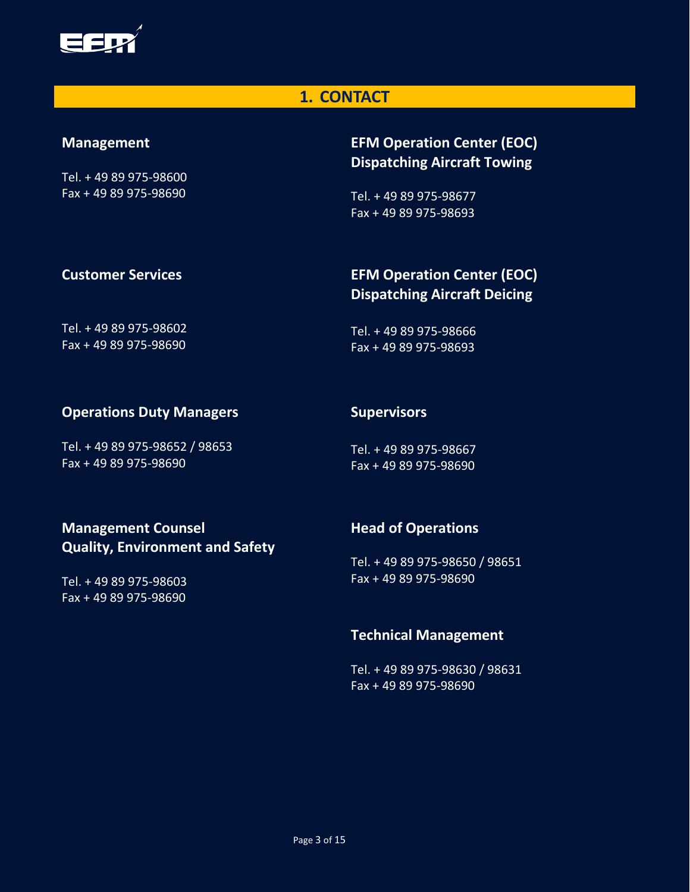## 1. CONTACT

### Management

Tel. + 49 89 975-98600
Fax + 49 89 975-98690

### Customer Services

Tel. + 49 89 975-98602
Fax + 49 89 975-98690

### Operations Duty Managers

Tel. + 49 89 975-98652 / 98653
Fax + 49 89 975-98690

### Management Counsel Quality, Environment and Safety

Tel. + 49 89 975-98603
Fax + 49 89 975-98690

### EFM Operation Center (EOC) Dispatching Aircraft Towing

Tel. + 49 89 975-98677
Fax + 49 89 975-98693

### EFM Operation Center (EOC) Dispatching Aircraft Deicing

Tel. + 49 89 975-98666
Fax + 49 89 975-98693

### Supervisors

Tel. + 49 89 975-98667
Fax + 49 89 975-98690

### Head of Operations

Tel. + 49 89 975-98650 / 98651
Fax + 49 89 975-98690

### Technical Management

Tel. + 49 89 975-98630 / 98631
Fax + 49 89 975-98690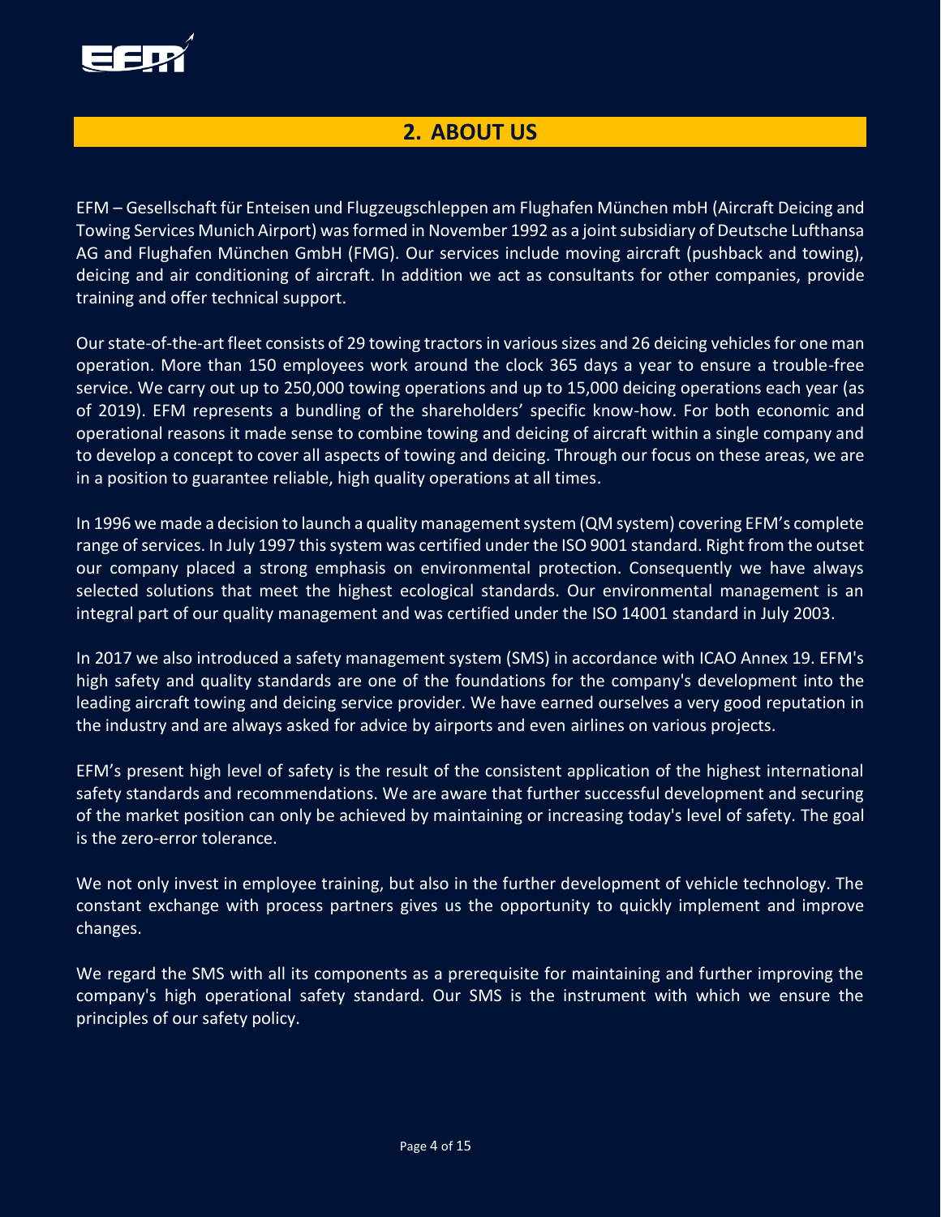## 2. ABOUT US

EFM – Gesellschaft für Enteisen und Flugzeugschleppen am Flughafen München mbH (Aircraft Deicing and Towing Services Munich Airport) was formed in November 1992 as a joint subsidiary of Deutsche Lufthansa AG and Flughafen München GmbH (FMG). Our services include moving aircraft (pushback and towing), deicing and air conditioning of aircraft. In addition we act as consultants for other companies, provide training and offer technical support.

Our state-of-the-art fleet consists of 29 towing tractors in various sizes and 26 deicing vehicles for one man operation. More than 150 employees work around the clock 365 days a year to ensure a trouble-free service. We carry out up to 250,000 towing operations and up to 15,000 deicing operations each year (as of 2019). EFM represents a bundling of the shareholders' specific know-how. For both economic and operational reasons it made sense to combine towing and deicing of aircraft within a single company and to develop a concept to cover all aspects of towing and deicing. Through our focus on these areas, we are in a position to guarantee reliable, high quality operations at all times.

In 1996 we made a decision to launch a quality management system (QM system) covering EFM's complete range of services. In July 1997 this system was certified under the ISO 9001 standard. Right from the outset our company placed a strong emphasis on environmental protection. Consequently we have always selected solutions that meet the highest ecological standards. Our environmental management is an integral part of our quality management and was certified under the ISO 14001 standard in July 2003.

In 2017 we also introduced a safety management system (SMS) in accordance with ICAO Annex 19. EFM's high safety and quality standards are one of the foundations for the company's development into the leading aircraft towing and deicing service provider. We have earned ourselves a very good reputation in the industry and are always asked for advice by airports and even airlines on various projects.

EFM's present high level of safety is the result of the consistent application of the highest international safety standards and recommendations. We are aware that further successful development and securing of the market position can only be achieved by maintaining or increasing today's level of safety. The goal is the zero-error tolerance.

We not only invest in employee training, but also in the further development of vehicle technology. The constant exchange with process partners gives us the opportunity to quickly implement and improve changes.

We regard the SMS with all its components as a prerequisite for maintaining and further improving the company's high operational safety standard. Our SMS is the instrument with which we ensure the principles of our safety policy.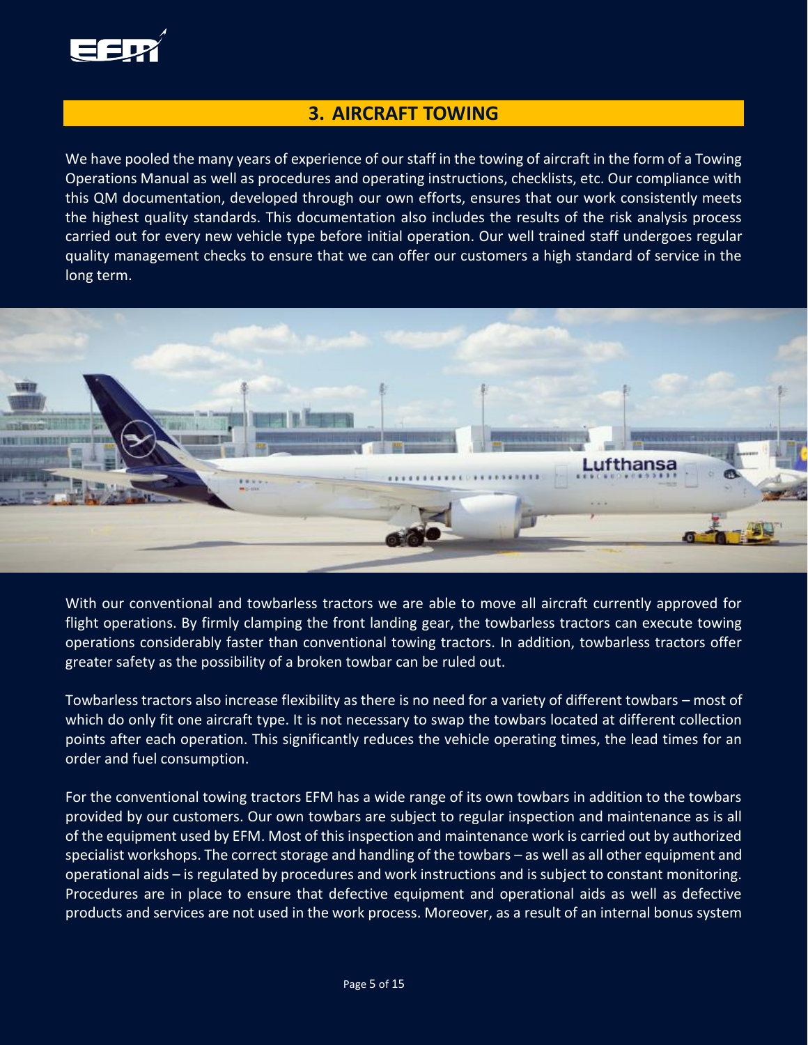## 3. AIRCRAFT TOWING

We have pooled the many years of experience of our staff in the towing of aircraft in the form of a Towing Operations Manual as well as procedures and operating instructions, checklists, etc. Our compliance with this QM documentation, developed through our own efforts, ensures that our work consistently meets the highest quality standards. This documentation also includes the results of the risk analysis process carried out for every new vehicle type before initial operation. Our well trained staff undergoes regular quality management checks to ensure that we can offer our customers a high standard of service in the long term.

With our conventional and towbarless tractors we are able to move all aircraft currently approved for flight operations. By firmly clamping the front landing gear, the towbarless tractors can execute towing operations considerably faster than conventional towing tractors. In addition, towbarless tractors offer greater safety as the possibility of a broken towbar can be ruled out.

Towbarless tractors also increase flexibility as there is no need for a variety of different towbars – most of which do only fit one aircraft type. It is not necessary to swap the towbars located at different collection points after each operation. This significantly reduces the vehicle operating times, the lead times for an order and fuel consumption.

For the conventional towing tractors EFM has a wide range of its own towbars in addition to the towbars provided by our customers. Our own towbars are subject to regular inspection and maintenance as is all of the equipment used by EFM. Most of this inspection and maintenance work is carried out by authorized specialist workshops. The correct storage and handling of the towbars – as well as all other equipment and operational aids – is regulated by procedures and work instructions and is subject to constant monitoring. Procedures are in place to ensure that defective equipment and operational aids as well as defective products and services are not used in the work process. Moreover, as a result of an internal bonus system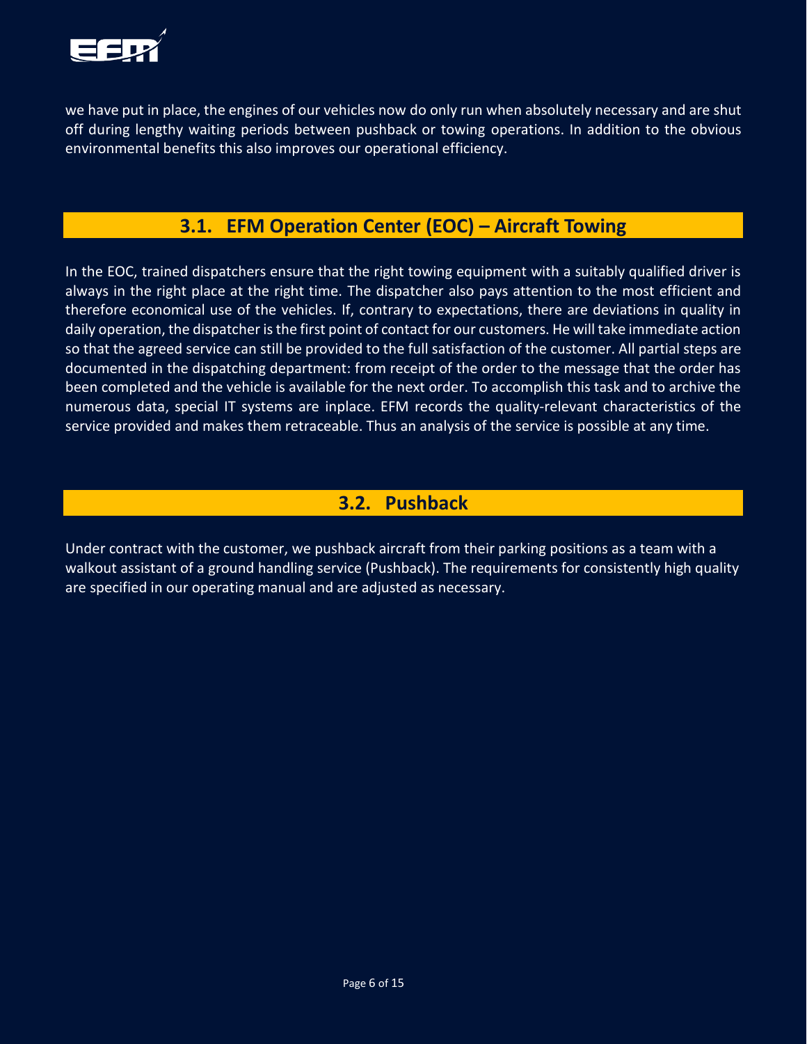we have put in place, the engines of our vehicles now do only run when absolutely necessary and are shut off during lengthy waiting periods between pushback or towing operations. In addition to the obvious environmental benefits this also improves our operational efficiency.

## 3.1. EFM Operation Center (EOC) – Aircraft Towing

In the EOC, trained dispatchers ensure that the right towing equipment with a suitably qualified driver is always in the right place at the right time. The dispatcher also pays attention to the most efficient and therefore economical use of the vehicles. If, contrary to expectations, there are deviations in quality in daily operation, the dispatcher is the first point of contact for our customers. He will take immediate action so that the agreed service can still be provided to the full satisfaction of the customer. All partial steps are documented in the dispatching department: from receipt of the order to the message that the order has been completed and the vehicle is available for the next order. To accomplish this task and to archive the numerous data, special IT systems are inplace. EFM records the quality-relevant characteristics of the service provided and makes them retraceable. Thus an analysis of the service is possible at any time.

## 3.2. Pushback

Under contract with the customer, we pushback aircraft from their parking positions as a team with a walkout assistant of a ground handling service (Pushback). The requirements for consistently high quality are specified in our operating manual and are adjusted as necessary.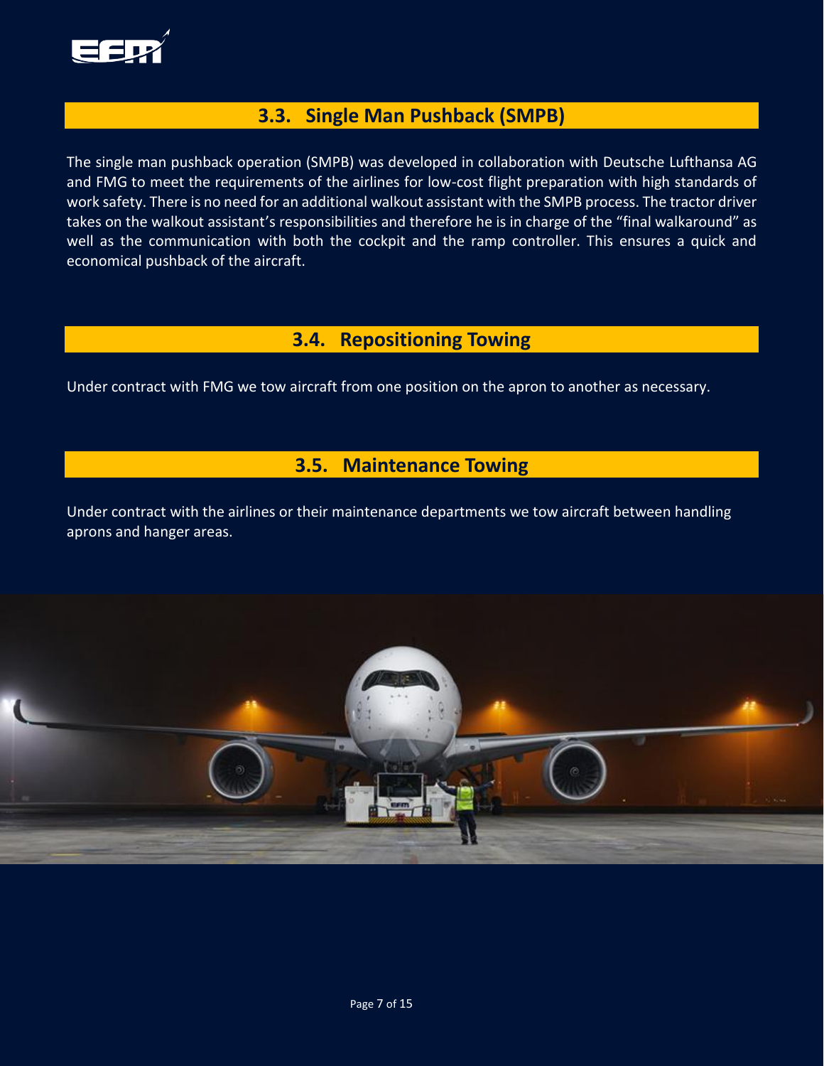## 3.3. Single Man Pushback (SMPB)

The single man pushback operation (SMPB) was developed in collaboration with Deutsche Lufthansa AG and FMG to meet the requirements of the airlines for low-cost flight preparation with high standards of work safety. There is no need for an additional walkout assistant with the SMPB process. The tractor driver takes on the walkout assistant's responsibilities and therefore he is in charge of the "final walkaround" as well as the communication with both the cockpit and the ramp controller. This ensures a quick and economical pushback of the aircraft.

## 3.4. Repositioning Towing

Under contract with FMG we tow aircraft from one position on the apron to another as necessary.

## 3.5. Maintenance Towing

Under contract with the airlines or their maintenance departments we tow aircraft between handling aprons and hanger areas.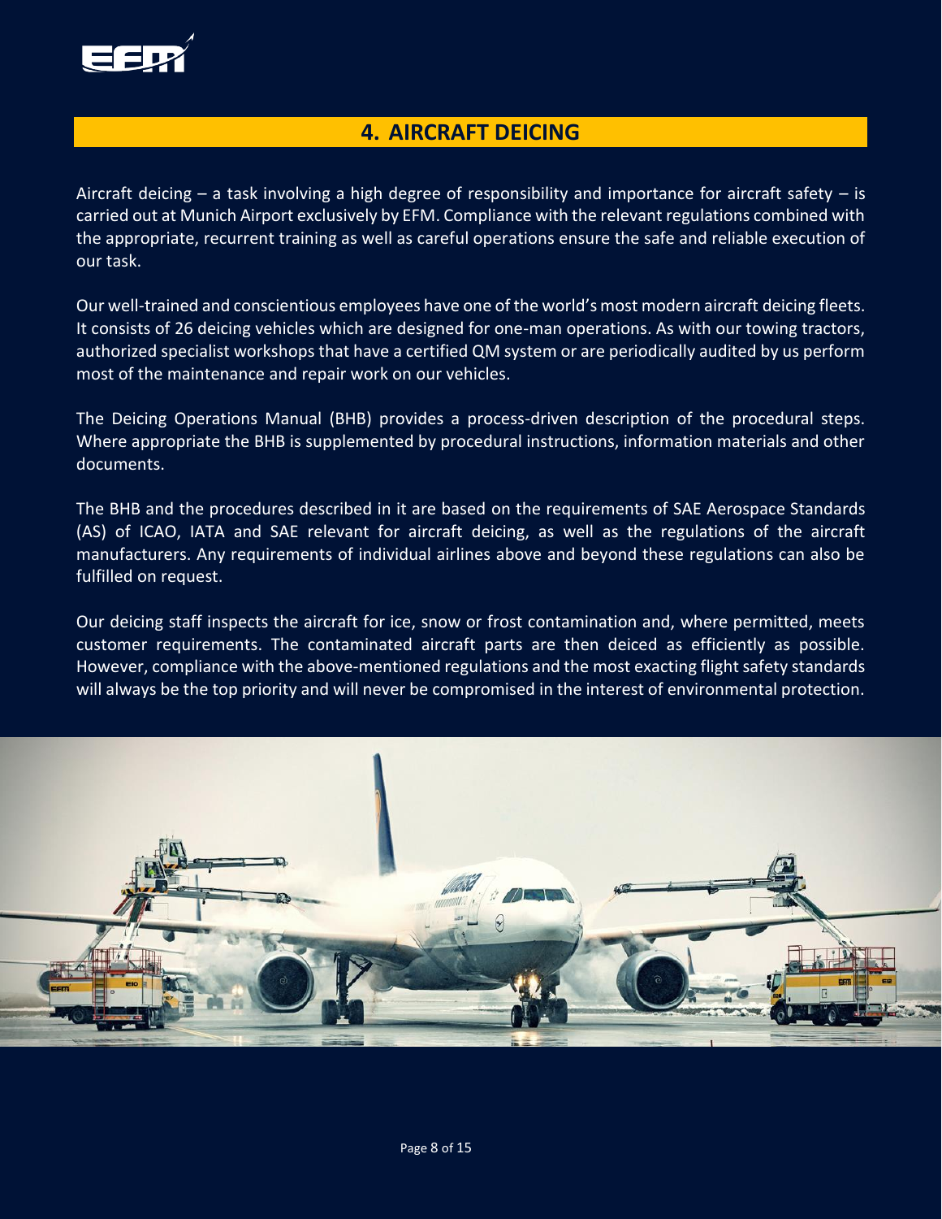## 4. AIRCRAFT DEICING

Aircraft deicing – a task involving a high degree of responsibility and importance for aircraft safety – is carried out at Munich Airport exclusively by EFM. Compliance with the relevant regulations combined with the appropriate, recurrent training as well as careful operations ensure the safe and reliable execution of our task.

Our well-trained and conscientious employees have one of the world's most modern aircraft deicing fleets. It consists of 26 deicing vehicles which are designed for one-man operations. As with our towing tractors, authorized specialist workshops that have a certified QM system or are periodically audited by us perform most of the maintenance and repair work on our vehicles.

The Deicing Operations Manual (BHB) provides a process-driven description of the procedural steps. Where appropriate the BHB is supplemented by procedural instructions, information materials and other documents.

The BHB and the procedures described in it are based on the requirements of SAE Aerospace Standards (AS) of ICAO, IATA and SAE relevant for aircraft deicing, as well as the regulations of the aircraft manufacturers. Any requirements of individual airlines above and beyond these regulations can also be fulfilled on request.

Our deicing staff inspects the aircraft for ice, snow or frost contamination and, where permitted, meets customer requirements. The contaminated aircraft parts are then deiced as efficiently as possible. However, compliance with the above-mentioned regulations and the most exacting flight safety standards will always be the top priority and will never be compromised in the interest of environmental protection.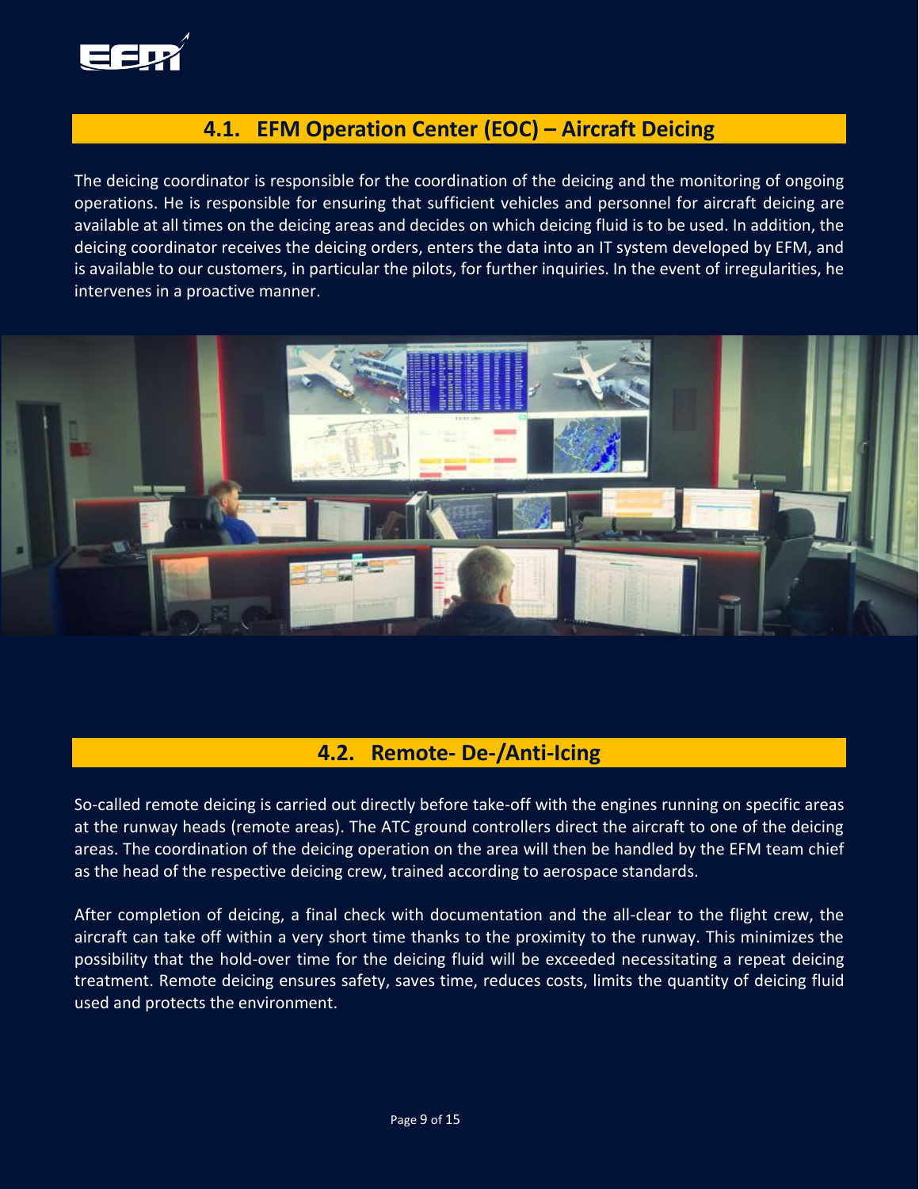## 4.1. EFM Operation Center (EOC) – Aircraft Deicing

The deicing coordinator is responsible for the coordination of the deicing and the monitoring of ongoing operations. He is responsible for ensuring that sufficient vehicles and personnel for aircraft deicing are available at all times on the deicing areas and decides on which deicing fluid is to be used. In addition, the deicing coordinator receives the deicing orders, enters the data into an IT system developed by EFM, and is available to our customers, in particular the pilots, for further inquiries. In the event of irregularities, he intervenes in a proactive manner.

## 4.2. Remote- De-/Anti-Icing

So-called remote deicing is carried out directly before take-off with the engines running on specific areas at the runway heads (remote areas). The ATC ground controllers direct the aircraft to one of the deicing areas. The coordination of the deicing operation on the area will then be handled by the EFM team chief as the head of the respective deicing crew, trained according to aerospace standards.

After completion of deicing, a final check with documentation and the all-clear to the flight crew, the aircraft can take off within a very short time thanks to the proximity to the runway. This minimizes the possibility that the hold-over time for the deicing fluid will be exceeded necessitating a repeat deicing treatment. Remote deicing ensures safety, saves time, reduces costs, limits the quantity of deicing fluid used and protects the environment.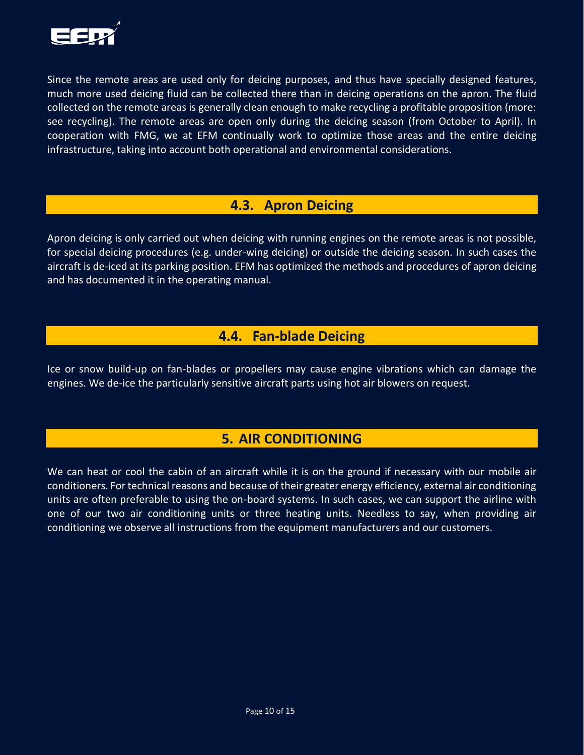Since the remote areas are used only for deicing purposes, and thus have specially designed features, much more used deicing fluid can be collected there than in deicing operations on the apron. The fluid collected on the remote areas is generally clean enough to make recycling a profitable proposition (more: see recycling). The remote areas are open only during the deicing season (from October to April). In cooperation with FMG, we at EFM continually work to optimize those areas and the entire deicing infrastructure, taking into account both operational and environmental considerations.

### 4.3. Apron Deicing

Apron deicing is only carried out when deicing with running engines on the remote areas is not possible, for special deicing procedures (e.g. under-wing deicing) or outside the deicing season. In such cases the aircraft is de-iced at its parking position. EFM has optimized the methods and procedures of apron deicing and has documented it in the operating manual.

### 4.4. Fan-blade Deicing

Ice or snow build-up on fan-blades or propellers may cause engine vibrations which can damage the engines. We de-ice the particularly sensitive aircraft parts using hot air blowers on request.

## 5. AIR CONDITIONING

We can heat or cool the cabin of an aircraft while it is on the ground if necessary with our mobile air conditioners. For technical reasons and because of their greater energy efficiency, external air conditioning units are often preferable to using the on-board systems. In such cases, we can support the airline with one of our two air conditioning units or three heating units. Needless to say, when providing air conditioning we observe all instructions from the equipment manufacturers and our customers.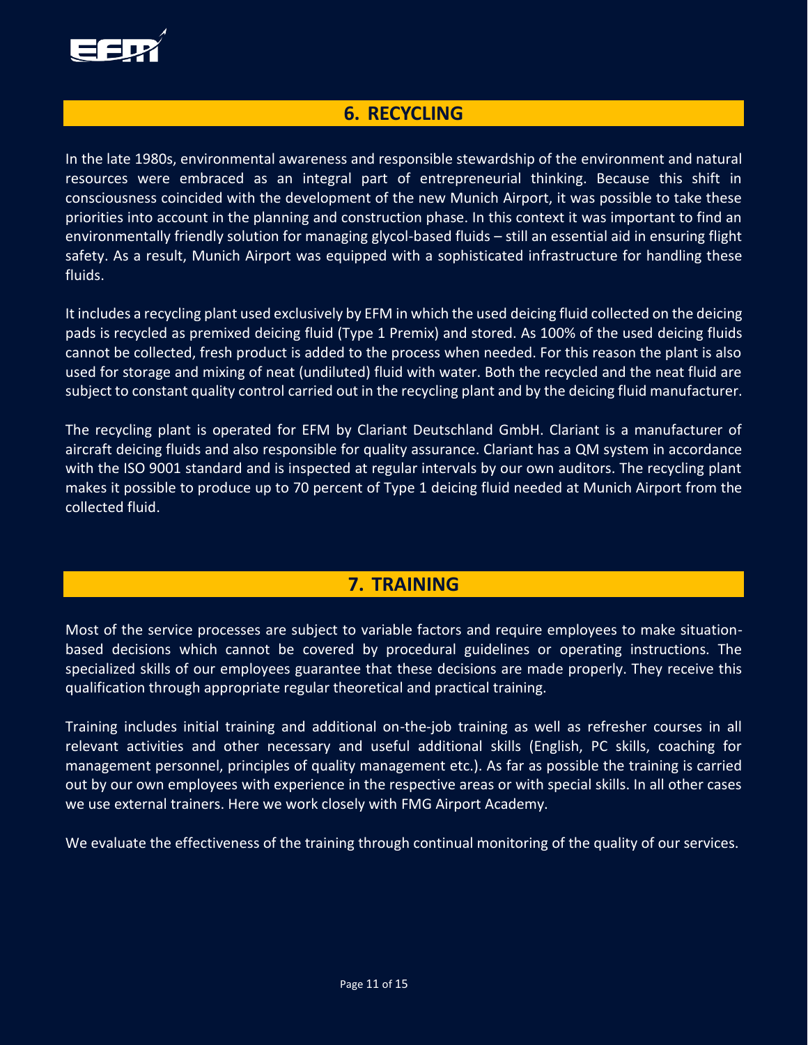## 6. RECYCLING

In the late 1980s, environmental awareness and responsible stewardship of the environment and natural resources were embraced as an integral part of entrepreneurial thinking. Because this shift in consciousness coincided with the development of the new Munich Airport, it was possible to take these priorities into account in the planning and construction phase. In this context it was important to find an environmentally friendly solution for managing glycol-based fluids – still an essential aid in ensuring flight safety. As a result, Munich Airport was equipped with a sophisticated infrastructure for handling these fluids.

It includes a recycling plant used exclusively by EFM in which the used deicing fluid collected on the deicing pads is recycled as premixed deicing fluid (Type 1 Premix) and stored. As 100% of the used deicing fluids cannot be collected, fresh product is added to the process when needed. For this reason the plant is also used for storage and mixing of neat (undiluted) fluid with water. Both the recycled and the neat fluid are subject to constant quality control carried out in the recycling plant and by the deicing fluid manufacturer.

The recycling plant is operated for EFM by Clariant Deutschland GmbH. Clariant is a manufacturer of aircraft deicing fluids and also responsible for quality assurance. Clariant has a QM system in accordance with the ISO 9001 standard and is inspected at regular intervals by our own auditors. The recycling plant makes it possible to produce up to 70 percent of Type 1 deicing fluid needed at Munich Airport from the collected fluid.

## 7. TRAINING

Most of the service processes are subject to variable factors and require employees to make situation-based decisions which cannot be covered by procedural guidelines or operating instructions. The specialized skills of our employees guarantee that these decisions are made properly. They receive this qualification through appropriate regular theoretical and practical training.

Training includes initial training and additional on-the-job training as well as refresher courses in all relevant activities and other necessary and useful additional skills (English, PC skills, coaching for management personnel, principles of quality management etc.). As far as possible the training is carried out by our own employees with experience in the respective areas or with special skills. In all other cases we use external trainers. Here we work closely with FMG Airport Academy.

We evaluate the effectiveness of the training through continual monitoring of the quality of our services.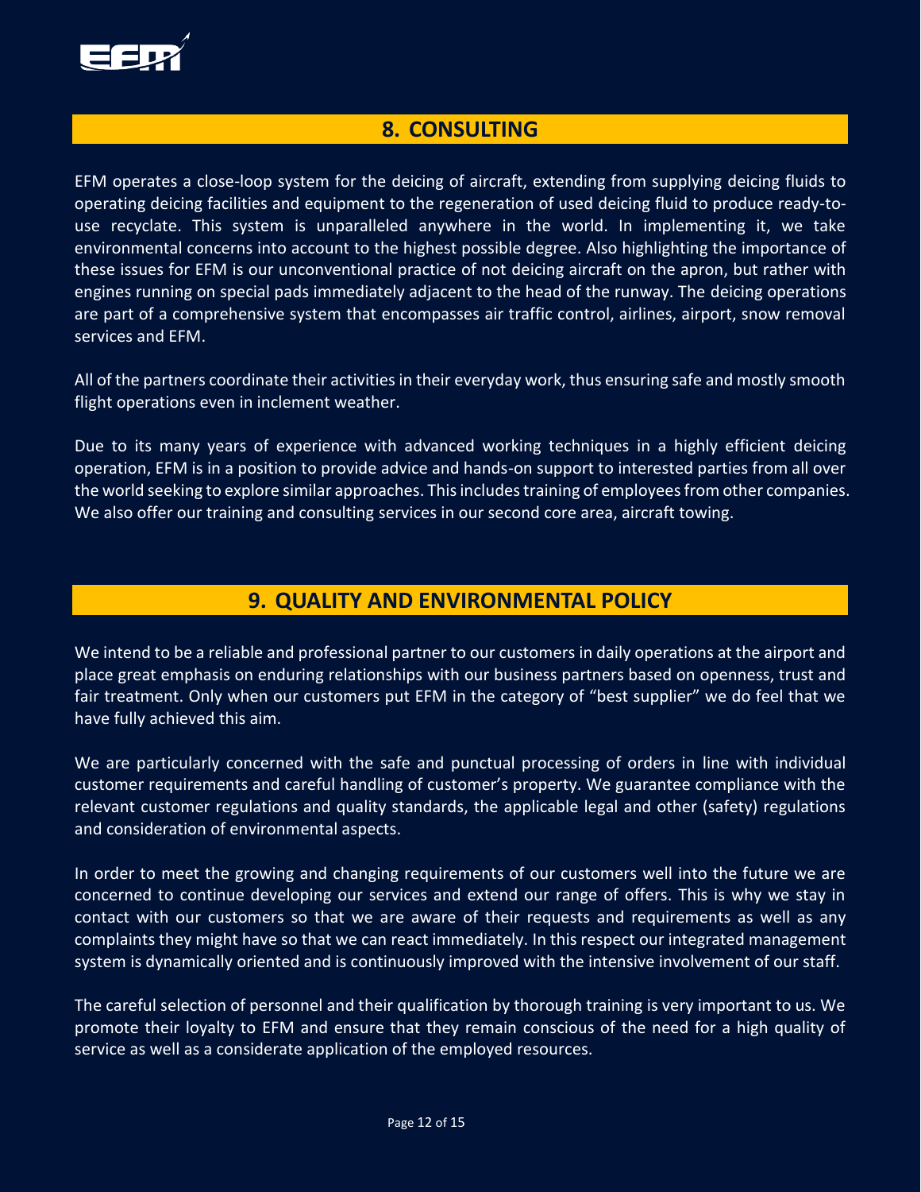## 8. CONSULTING

EFM operates a close-loop system for the deicing of aircraft, extending from supplying deicing fluids to operating deicing facilities and equipment to the regeneration of used deicing fluid to produce ready-to-use recyclate. This system is unparalleled anywhere in the world. In implementing it, we take environmental concerns into account to the highest possible degree. Also highlighting the importance of these issues for EFM is our unconventional practice of not deicing aircraft on the apron, but rather with engines running on special pads immediately adjacent to the head of the runway. The deicing operations are part of a comprehensive system that encompasses air traffic control, airlines, airport, snow removal services and EFM.

All of the partners coordinate their activities in their everyday work, thus ensuring safe and mostly smooth flight operations even in inclement weather.

Due to its many years of experience with advanced working techniques in a highly efficient deicing operation, EFM is in a position to provide advice and hands-on support to interested parties from all over the world seeking to explore similar approaches. This includes training of employees from other companies. We also offer our training and consulting services in our second core area, aircraft towing.

## 9. QUALITY AND ENVIRONMENTAL POLICY

We intend to be a reliable and professional partner to our customers in daily operations at the airport and place great emphasis on enduring relationships with our business partners based on openness, trust and fair treatment. Only when our customers put EFM in the category of "best supplier" we do feel that we have fully achieved this aim.

We are particularly concerned with the safe and punctual processing of orders in line with individual customer requirements and careful handling of customer's property. We guarantee compliance with the relevant customer regulations and quality standards, the applicable legal and other (safety) regulations and consideration of environmental aspects.

In order to meet the growing and changing requirements of our customers well into the future we are concerned to continue developing our services and extend our range of offers. This is why we stay in contact with our customers so that we are aware of their requests and requirements as well as any complaints they might have so that we can react immediately. In this respect our integrated management system is dynamically oriented and is continuously improved with the intensive involvement of our staff.

The careful selection of personnel and their qualification by thorough training is very important to us. We promote their loyalty to EFM and ensure that they remain conscious of the need for a high quality of service as well as a considerate application of the employed resources.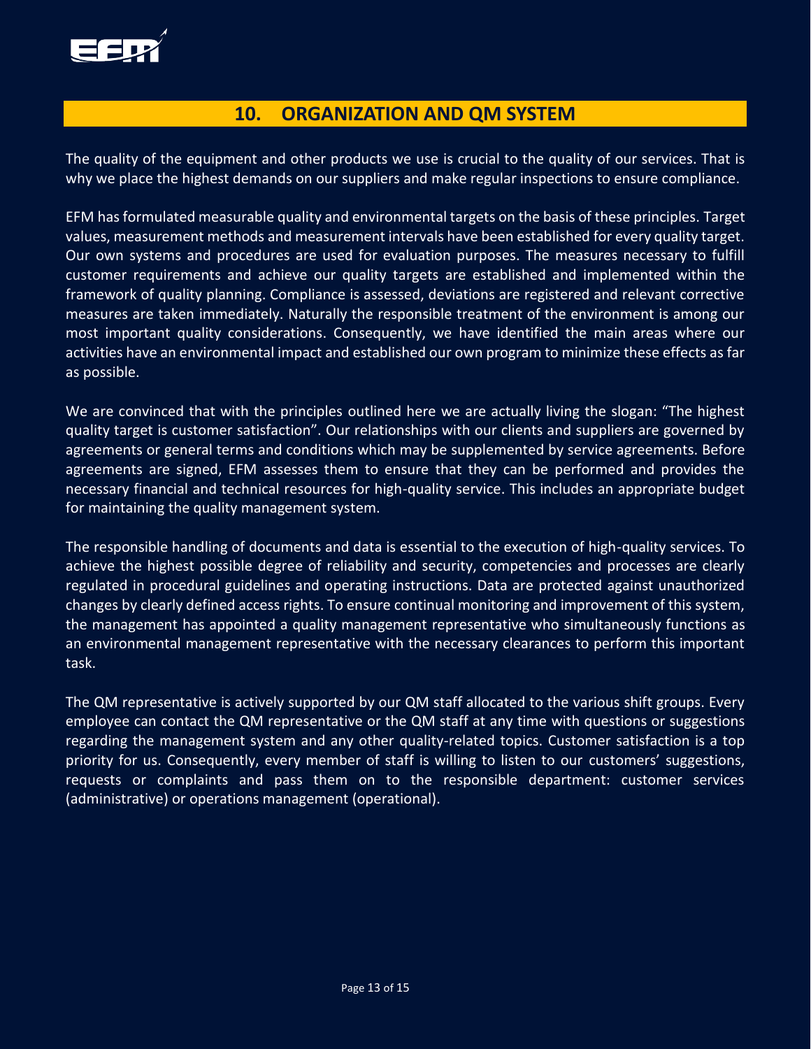## 10. ORGANIZATION AND QM SYSTEM

The quality of the equipment and other products we use is crucial to the quality of our services. That is why we place the highest demands on our suppliers and make regular inspections to ensure compliance.

EFM has formulated measurable quality and environmental targets on the basis of these principles. Target values, measurement methods and measurement intervals have been established for every quality target. Our own systems and procedures are used for evaluation purposes. The measures necessary to fulfill customer requirements and achieve our quality targets are established and implemented within the framework of quality planning. Compliance is assessed, deviations are registered and relevant corrective measures are taken immediately. Naturally the responsible treatment of the environment is among our most important quality considerations. Consequently, we have identified the main areas where our activities have an environmental impact and established our own program to minimize these effects as far as possible.

We are convinced that with the principles outlined here we are actually living the slogan: "The highest quality target is customer satisfaction". Our relationships with our clients and suppliers are governed by agreements or general terms and conditions which may be supplemented by service agreements. Before agreements are signed, EFM assesses them to ensure that they can be performed and provides the necessary financial and technical resources for high-quality service. This includes an appropriate budget for maintaining the quality management system.

The responsible handling of documents and data is essential to the execution of high-quality services. To achieve the highest possible degree of reliability and security, competencies and processes are clearly regulated in procedural guidelines and operating instructions. Data are protected against unauthorized changes by clearly defined access rights. To ensure continual monitoring and improvement of this system, the management has appointed a quality management representative who simultaneously functions as an environmental management representative with the necessary clearances to perform this important task.

The QM representative is actively supported by our QM staff allocated to the various shift groups. Every employee can contact the QM representative or the QM staff at any time with questions or suggestions regarding the management system and any other quality-related topics. Customer satisfaction is a top priority for us. Consequently, every member of staff is willing to listen to our customers' suggestions, requests or complaints and pass them on to the responsible department: customer services (administrative) or operations management (operational).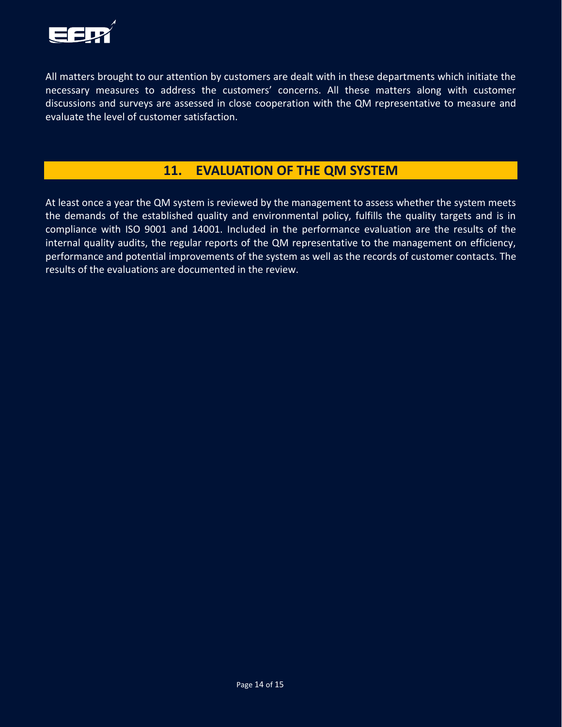All matters brought to our attention by customers are dealt with in these departments which initiate the necessary measures to address the customers' concerns. All these matters along with customer discussions and surveys are assessed in close cooperation with the QM representative to measure and evaluate the level of customer satisfaction.

## 11. EVALUATION OF THE QM SYSTEM

At least once a year the QM system is reviewed by the management to assess whether the system meets the demands of the established quality and environmental policy, fulfills the quality targets and is in compliance with ISO 9001 and 14001. Included in the performance evaluation are the results of the internal quality audits, the regular reports of the QM representative to the management on efficiency, performance and potential improvements of the system as well as the records of customer contacts. The results of the evaluations are documented in the review.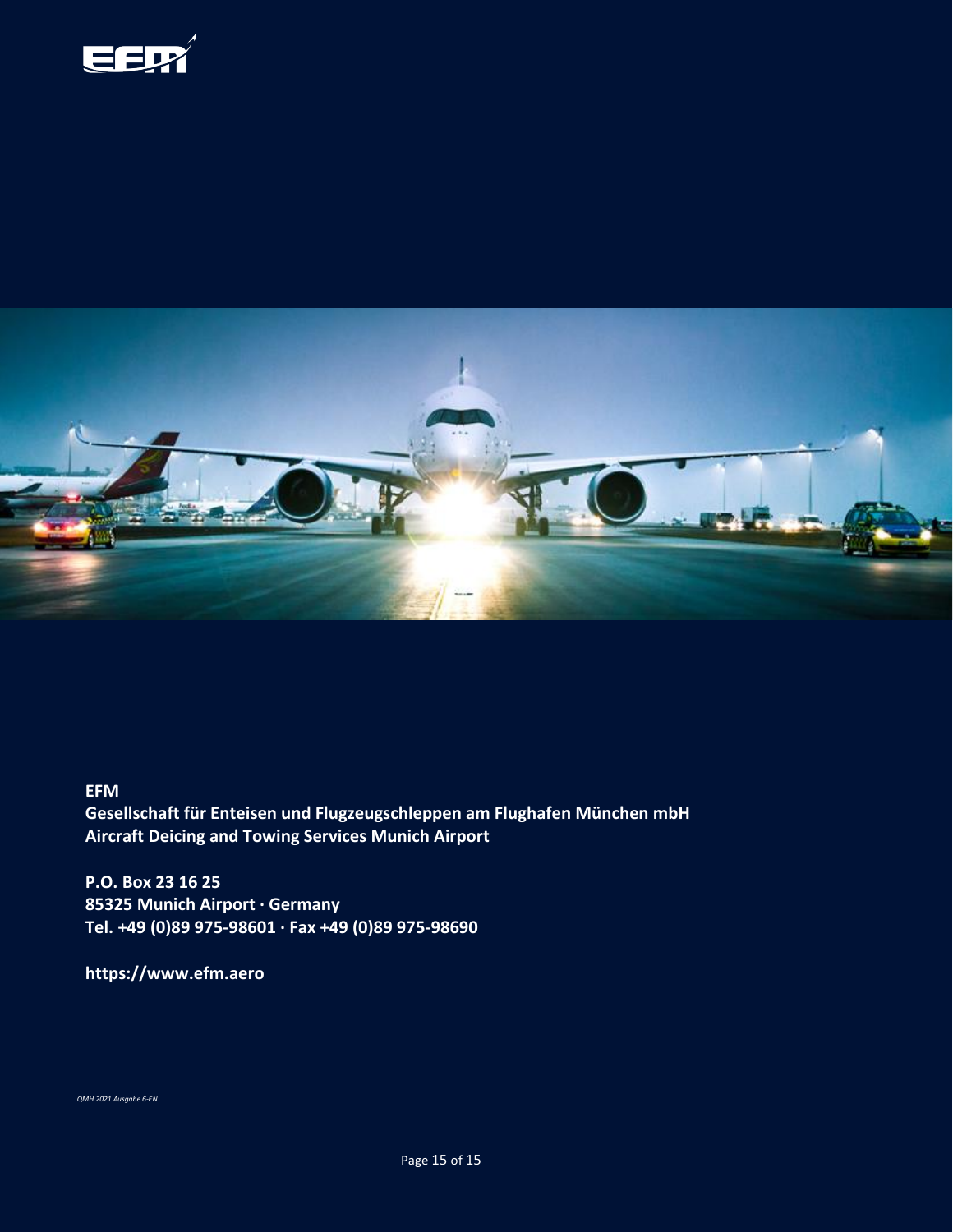**EFM**
**Gesellschaft für Enteisen und Flugzeugschleppen am Flughafen München mbH**
**Aircraft Deicing and Towing Services Munich Airport**

**P.O. Box 23 16 25**
**85325 Munich Airport · Germany**
**Tel. +49 (0)89 975-98601 · Fax +49 (0)89 975-98690**

**https://www.efm.aero**

*QMH 2021 Ausgabe 6-EN*